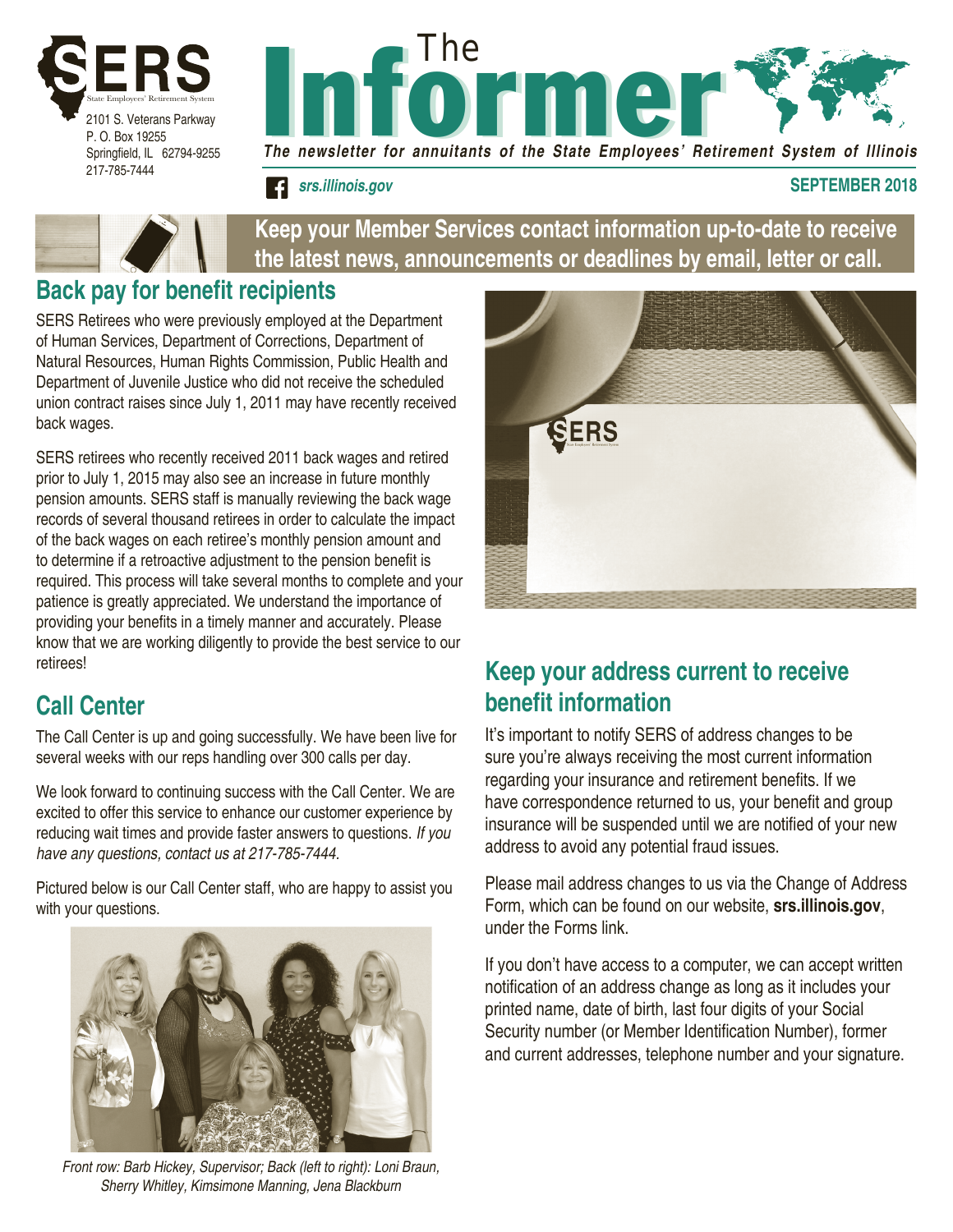SERS

State Employees' Retirement System

2101 S. Veterans Parkway
P. O. Box 19255
Springfield, IL 62794-9255
217-785-7444

# The Informer

*The newsletter for annuitants of the State Employees' Retirement System of Illinois*

***srs.illinois.gov***

**SEPTEMBER 2018**

**Keep your Member Services contact information up-to-date to receive the latest news, announcements or deadlines by email, letter or call.**

## Back pay for benefit recipients

SERS Retirees who were previously employed at the Department of Human Services, Department of Corrections, Department of Natural Resources, Human Rights Commission, Public Health and Department of Juvenile Justice who did not receive the scheduled union contract raises since July 1, 2011 may have recently received back wages.

SERS retirees who recently received 2011 back wages and retired prior to July 1, 2015 may also see an increase in future monthly pension amounts. SERS staff is manually reviewing the back wage records of several thousand retirees in order to calculate the impact of the back wages on each retiree's monthly pension amount and to determine if a retroactive adjustment to the pension benefit is required. This process will take several months to complete and your patience is greatly appreciated. We understand the importance of providing your benefits in a timely manner and accurately. Please know that we are working diligently to provide the best service to our retirees!

## Call Center

The Call Center is up and going successfully. We have been live for several weeks with our reps handling over 300 calls per day.

We look forward to continuing success with the Call Center. We are excited to offer this service to enhance our customer experience by reducing wait times and provide faster answers to questions. *If you have any questions, contact us at 217-785-7444.*

Pictured below is our Call Center staff, who are happy to assist you with your questions.

*Front row: Barb Hickey, Supervisor; Back (left to right): Loni Braun, Sherry Whitley, Kimsimone Manning, Jena Blackburn*

## Keep your address current to receive benefit information

It's important to notify SERS of address changes to be sure you're always receiving the most current information regarding your insurance and retirement benefits. If we have correspondence returned to us, your benefit and group insurance will be suspended until we are notified of your new address to avoid any potential fraud issues.

Please mail address changes to us via the Change of Address Form, which can be found on our website, **srs.illinois.gov**, under the Forms link.

If you don't have access to a computer, we can accept written notification of an address change as long as it includes your printed name, date of birth, last four digits of your Social Security number (or Member Identification Number), former and current addresses, telephone number and your signature.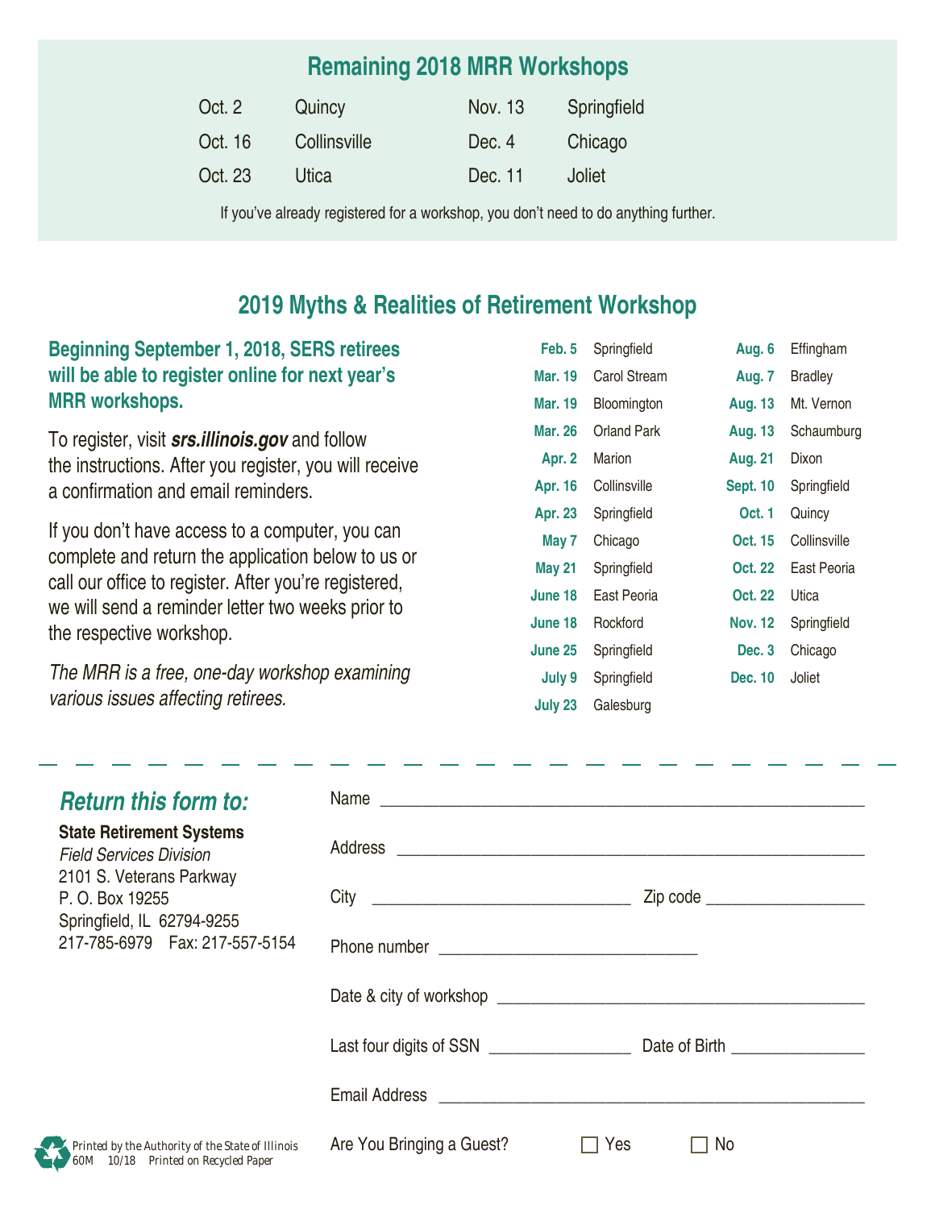## Remaining 2018 MRR Workshops

| | | | |
|---|---|---|---|
| Oct. 2 | Quincy | Nov. 13 | Springfield |
| Oct. 16 | Collinsville | Dec. 4 | Chicago |
| Oct. 23 | Utica | Dec. 11 | Joliet |

If you've already registered for a workshop, you don't need to do anything further.

## 2019 Myths & Realities of Retirement Workshop

**Beginning September 1, 2018, SERS retirees will be able to register online for next year's MRR workshops.**

To register, visit ***srs.illinois.gov*** and follow the instructions. After you register, you will receive a confirmation and email reminders.

If you don't have access to a computer, you can complete and return the application below to us or call our office to register. After you're registered, we will send a reminder letter two weeks prior to the respective workshop.

*The MRR is a free, one-day workshop examining various issues affecting retirees.*

| | | | |
|---|---|---|---|
| **Feb. 5** | Springfield | **Aug. 6** | Effingham |
| **Mar. 19** | Carol Stream | **Aug. 7** | Bradley |
| **Mar. 19** | Bloomington | **Aug. 13** | Mt. Vernon |
| **Mar. 26** | Orland Park | **Aug. 13** | Schaumburg |
| **Apr. 2** | Marion | **Aug. 21** | Dixon |
| **Apr. 16** | Collinsville | **Sept. 10** | Springfield |
| **Apr. 23** | Springfield | **Oct. 1** | Quincy |
| **May 7** | Chicago | **Oct. 15** | Collinsville |
| **May 21** | Springfield | **Oct. 22** | East Peoria |
| **June 18** | East Peoria | **Oct. 22** | Utica |
| **June 18** | Rockford | **Nov. 12** | Springfield |
| **June 25** | Springfield | **Dec. 3** | Chicago |
| **July 9** | Springfield | **Dec. 10** | Joliet |
| **July 23** | Galesburg | | |

---

### *Return this form to:*

**State Retirement Systems**
*Field Services Division*
2101 S. Veterans Parkway
P. O. Box 19255
Springfield, IL 62794-9255
217-785-6979 Fax: 217-557-5154

Name ______________________________

Address ______________________________

City ____________________ Zip code ____________

Phone number ____________________

Date & city of workshop ______________________________

Last four digits of SSN ____________ Date of Birth ____________

Email Address ______________________________

Are You Bringing a Guest? ☐ Yes ☐ No

Printed by the Authority of the State of Illinois
60M 10/18 Printed on Recycled Paper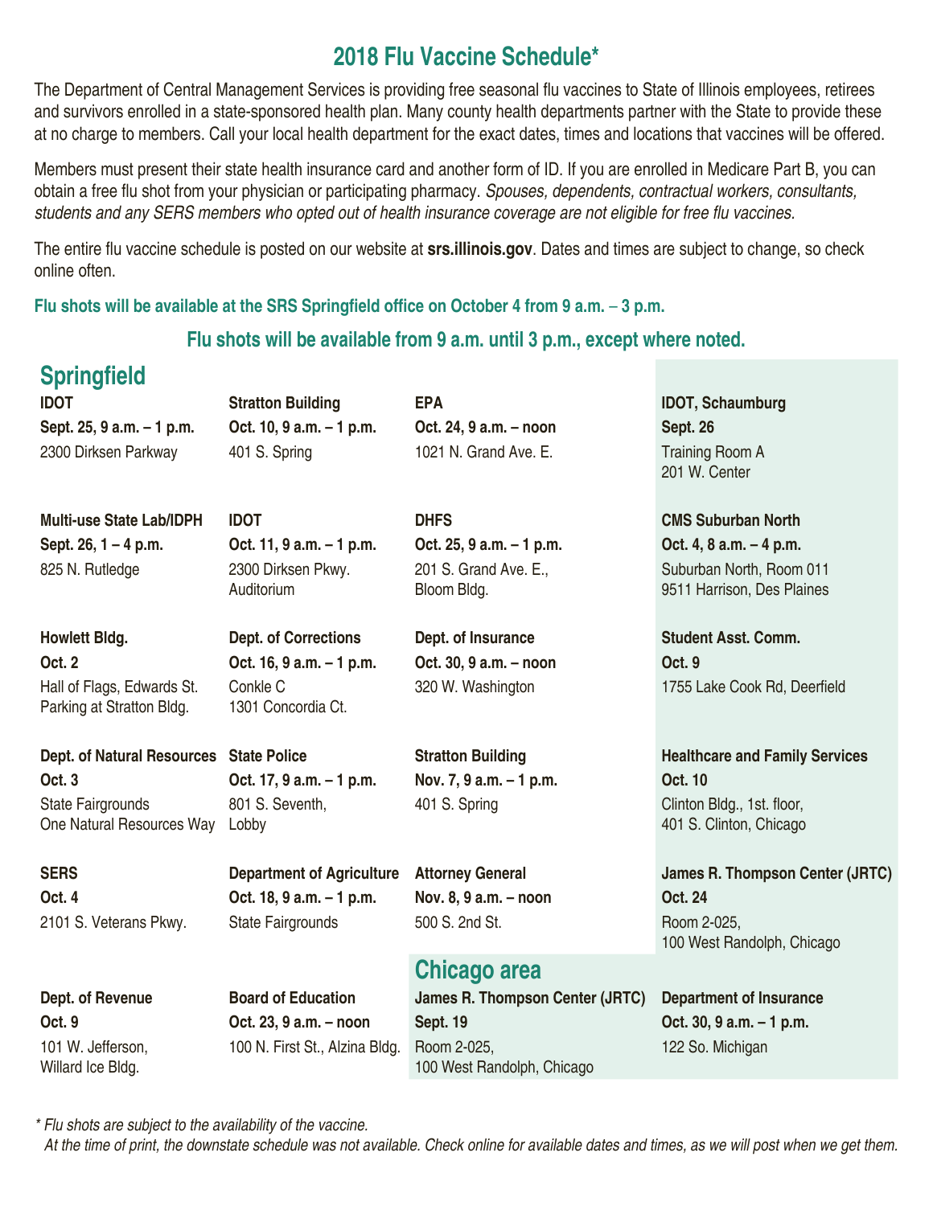# 2018 Flu Vaccine Schedule*

The Department of Central Management Services is providing free seasonal flu vaccines to State of Illinois employees, retirees and survivors enrolled in a state-sponsored health plan. Many county health departments partner with the State to provide these at no charge to members. Call your local health department for the exact dates, times and locations that vaccines will be offered.

Members must present their state health insurance card and another form of ID. If you are enrolled in Medicare Part B, you can obtain a free flu shot from your physician or participating pharmacy. *Spouses, dependents, contractual workers, consultants, students and any SERS members who opted out of health insurance coverage are not eligible for free flu vaccines.*

The entire flu vaccine schedule is posted on our website at **srs.illinois.gov**. Dates and times are subject to change, so check online often.

**Flu shots will be available at the SRS Springfield office on October 4 from 9 a.m. – 3 p.m.**

**Flu shots will be available from 9 a.m. until 3 p.m., except where noted.**

## Springfield

**IDOT**
**Sept. 25, 9 a.m. – 1 p.m.**
2300 Dirksen Parkway

**Multi-use State Lab/IDPH**
**Sept. 26, 1 – 4 p.m.**
825 N. Rutledge

**Howlett Bldg.**
**Oct. 2**
Hall of Flags, Edwards St.
Parking at Stratton Bldg.

**Dept. of Natural Resources**
**Oct. 3**
State Fairgrounds
One Natural Resources Way

**SERS**
**Oct. 4**
2101 S. Veterans Pkwy.

**Dept. of Revenue**
**Oct. 9**
101 W. Jefferson,
Willard Ice Bldg.

**Stratton Building**
**Oct. 10, 9 a.m. – 1 p.m.**
401 S. Spring

**IDOT**
**Oct. 11, 9 a.m. – 1 p.m.**
2300 Dirksen Pkwy.
Auditorium

**Dept. of Corrections**
**Oct. 16, 9 a.m. – 1 p.m.**
Conkle C
1301 Concordia Ct.

**State Police**
**Oct. 17, 9 a.m. – 1 p.m.**
801 S. Seventh,
Lobby

**Department of Agriculture**
**Oct. 18, 9 a.m. – 1 p.m.**
State Fairgrounds

**Board of Education**
**Oct. 23, 9 a.m. – noon**
100 N. First St., Alzina Bldg.

**EPA**
**Oct. 24, 9 a.m. – noon**
1021 N. Grand Ave. E.

**DHFS**
**Oct. 25, 9 a.m. – 1 p.m.**
201 S. Grand Ave. E.,
Bloom Bldg.

**Dept. of Insurance**
**Oct. 30, 9 a.m. – noon**
320 W. Washington

**Stratton Building**
**Nov. 7, 9 a.m. – 1 p.m.**
401 S. Spring

**Attorney General**
**Nov. 8, 9 a.m. – noon**
500 S. 2nd St.

## Chicago area

**James R. Thompson Center (JRTC)**
**Sept. 19**
Room 2-025,
100 West Randolph, Chicago

**IDOT, Schaumburg**
**Sept. 26**
Training Room A
201 W. Center

**CMS Suburban North**
**Oct. 4, 8 a.m. – 4 p.m.**
Suburban North, Room 011
9511 Harrison, Des Plaines

**Student Asst. Comm.**
**Oct. 9**
1755 Lake Cook Rd, Deerfield

**Healthcare and Family Services**
**Oct. 10**
Clinton Bldg., 1st. floor,
401 S. Clinton, Chicago

**James R. Thompson Center (JRTC)**
**Oct. 24**
Room 2-025,
100 West Randolph, Chicago

**Department of Insurance**
**Oct. 30, 9 a.m. – 1 p.m.**
122 So. Michigan

*\* Flu shots are subject to the availability of the vaccine.*
*At the time of print, the downstate schedule was not available. Check online for available dates and times, as we will post when we get them.*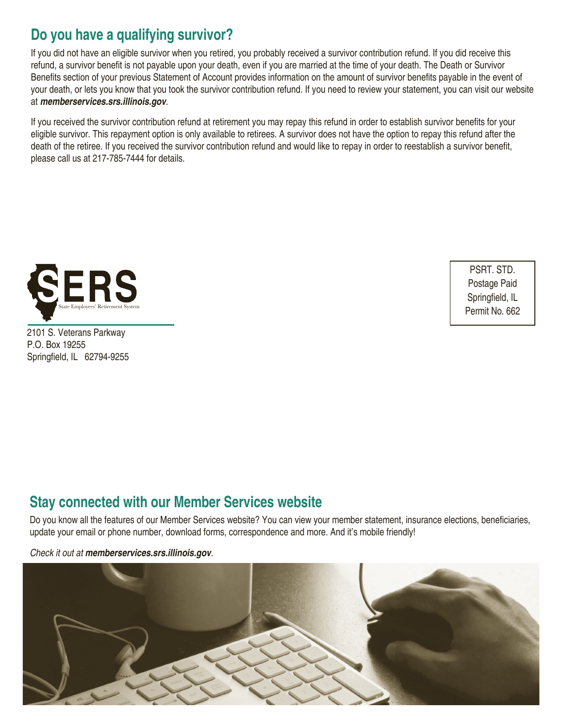## Do you have a qualifying survivor?

If you did not have an eligible survivor when you retired, you probably received a survivor contribution refund. If you did receive this refund, a survivor benefit is not payable upon your death, even if you are married at the time of your death. The Death or Survivor Benefits section of your previous Statement of Account provides information on the amount of survivor benefits payable in the event of your death, or lets you know that you took the survivor contribution refund. If you need to review your statement, you can visit our website at ***memberservices.srs.illinois.gov***.

If you received the survivor contribution refund at retirement you may repay this refund in order to establish survivor benefits for your eligible survivor. This repayment option is only available to retirees. A survivor does not have the option to repay this refund after the death of the retiree. If you received the survivor contribution refund and would like to repay in order to reestablish a survivor benefit, please call us at 217-785-7444 for details.

SERS
State Employees' Retirement System

2101 S. Veterans Parkway
P.O. Box 19255
Springfield, IL 62794-9255

PSRT. STD.
Postage Paid
Springfield, IL
Permit No. 662

## Stay connected with our Member Services website

Do you know all the features of our Member Services website? You can view your member statement, insurance elections, beneficiaries, update your email or phone number, download forms, correspondence and more. And it's mobile friendly!

*Check it out at **memberservices.srs.illinois.gov**.*